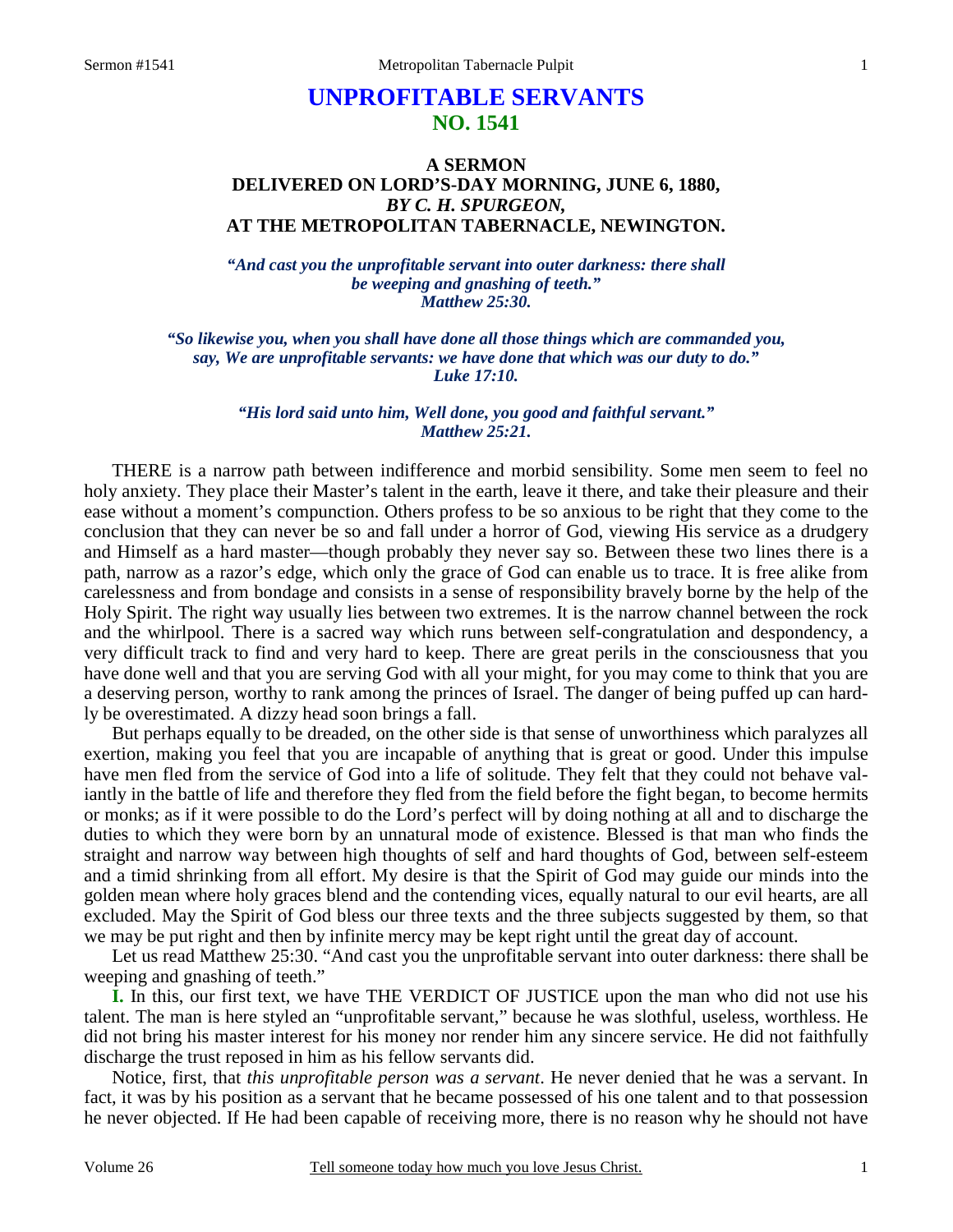# UNPROFITABLE SERVANTS
## NO. 1541

### A SERMON
### DELIVERED ON LORD'S-DAY MORNING, JUNE 6, 1880,
### *BY C. H. SPURGEON,*
### AT THE METROPOLITAN TABERNACLE, NEWINGTON.

***"And cast you the unprofitable servant into outer darkness: there shall be weeping and gnashing of teeth." Matthew 25:30.***

***"So likewise you, when you shall have done all those things which are commanded you, say, We are unprofitable servants: we have done that which was our duty to do." Luke 17:10.***

***"His lord said unto him, Well done, you good and faithful servant." Matthew 25:21.***

THERE is a narrow path between indifference and morbid sensibility. Some men seem to feel no holy anxiety. They place their Master's talent in the earth, leave it there, and take their pleasure and their ease without a moment's compunction. Others profess to be so anxious to be right that they come to the conclusion that they can never be so and fall under a horror of God, viewing His service as a drudgery and Himself as a hard master—though probably they never say so. Between these two lines there is a path, narrow as a razor's edge, which only the grace of God can enable us to trace. It is free alike from carelessness and from bondage and consists in a sense of responsibility bravely borne by the help of the Holy Spirit. The right way usually lies between two extremes. It is the narrow channel between the rock and the whirlpool. There is a sacred way which runs between self-congratulation and despondency, a very difficult track to find and very hard to keep. There are great perils in the consciousness that you have done well and that you are serving God with all your might, for you may come to think that you are a deserving person, worthy to rank among the princes of Israel. The danger of being puffed up can hardly be overestimated. A dizzy head soon brings a fall.

But perhaps equally to be dreaded, on the other side is that sense of unworthiness which paralyzes all exertion, making you feel that you are incapable of anything that is great or good. Under this impulse have men fled from the service of God into a life of solitude. They felt that they could not behave valiantly in the battle of life and therefore they fled from the field before the fight began, to become hermits or monks; as if it were possible to do the Lord's perfect will by doing nothing at all and to discharge the duties to which they were born by an unnatural mode of existence. Blessed is that man who finds the straight and narrow way between high thoughts of self and hard thoughts of God, between self-esteem and a timid shrinking from all effort. My desire is that the Spirit of God may guide our minds into the golden mean where holy graces blend and the contending vices, equally natural to our evil hearts, are all excluded. May the Spirit of God bless our three texts and the three subjects suggested by them, so that we may be put right and then by infinite mercy may be kept right until the great day of account.

Let us read Matthew 25:30. "And cast you the unprofitable servant into outer darkness: there shall be weeping and gnashing of teeth."

**I.** In this, our first text, we have THE VERDICT OF JUSTICE upon the man who did not use his talent. The man is here styled an "unprofitable servant," because he was slothful, useless, worthless. He did not bring his master interest for his money nor render him any sincere service. He did not faithfully discharge the trust reposed in him as his fellow servants did.

Notice, first, that *this unprofitable person was a servant*. He never denied that he was a servant. In fact, it was by his position as a servant that he became possessed of his one talent and to that possession he never objected. If He had been capable of receiving more, there is no reason why he should not have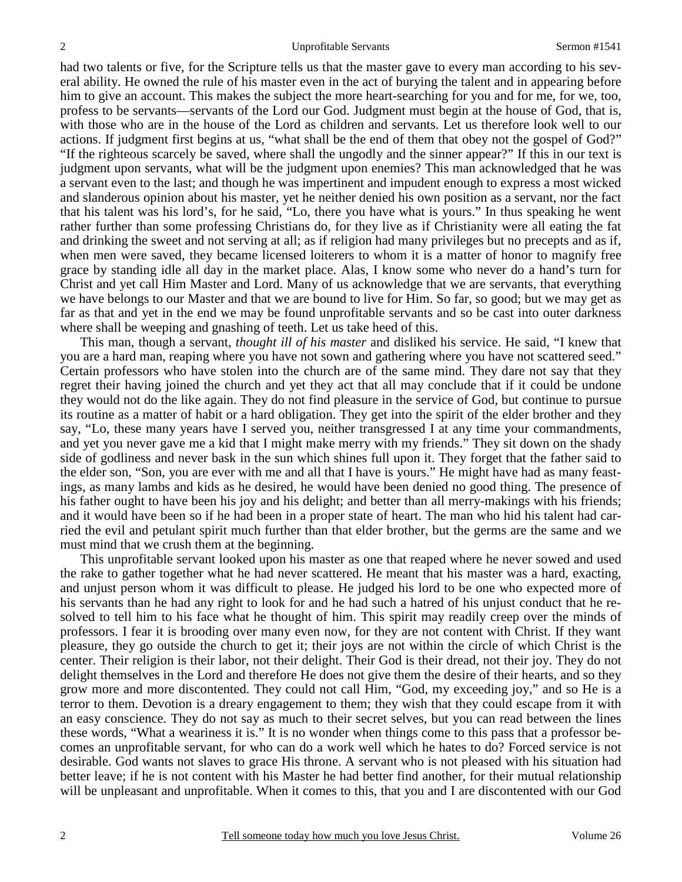had two talents or five, for the Scripture tells us that the master gave to every man according to his several ability. He owned the rule of his master even in the act of burying the talent and in appearing before him to give an account. This makes the subject the more heart-searching for you and for me, for we, too, profess to be servants—servants of the Lord our God. Judgment must begin at the house of God, that is, with those who are in the house of the Lord as children and servants. Let us therefore look well to our actions. If judgment first begins at us, "what shall be the end of them that obey not the gospel of God?" "If the righteous scarcely be saved, where shall the ungodly and the sinner appear?" If this in our text is judgment upon servants, what will be the judgment upon enemies? This man acknowledged that he was a servant even to the last; and though he was impertinent and impudent enough to express a most wicked and slanderous opinion about his master, yet he neither denied his own position as a servant, nor the fact that his talent was his lord's, for he said, "Lo, there you have what is yours." In thus speaking he went rather further than some professing Christians do, for they live as if Christianity were all eating the fat and drinking the sweet and not serving at all; as if religion had many privileges but no precepts and as if, when men were saved, they became licensed loiterers to whom it is a matter of honor to magnify free grace by standing idle all day in the market place. Alas, I know some who never do a hand's turn for Christ and yet call Him Master and Lord. Many of us acknowledge that we are servants, that everything we have belongs to our Master and that we are bound to live for Him. So far, so good; but we may get as far as that and yet in the end we may be found unprofitable servants and so be cast into outer darkness where shall be weeping and gnashing of teeth. Let us take heed of this.

This man, though a servant, *thought ill of his master* and disliked his service. He said, "I knew that you are a hard man, reaping where you have not sown and gathering where you have not scattered seed." Certain professors who have stolen into the church are of the same mind. They dare not say that they regret their having joined the church and yet they act that all may conclude that if it could be undone they would not do the like again. They do not find pleasure in the service of God, but continue to pursue its routine as a matter of habit or a hard obligation. They get into the spirit of the elder brother and they say, "Lo, these many years have I served you, neither transgressed I at any time your commandments, and yet you never gave me a kid that I might make merry with my friends." They sit down on the shady side of godliness and never bask in the sun which shines full upon it. They forget that the father said to the elder son, "Son, you are ever with me and all that I have is yours." He might have had as many feastings, as many lambs and kids as he desired, he would have been denied no good thing. The presence of his father ought to have been his joy and his delight; and better than all merry-makings with his friends; and it would have been so if he had been in a proper state of heart. The man who hid his talent had carried the evil and petulant spirit much further than that elder brother, but the germs are the same and we must mind that we crush them at the beginning.

This unprofitable servant looked upon his master as one that reaped where he never sowed and used the rake to gather together what he had never scattered. He meant that his master was a hard, exacting, and unjust person whom it was difficult to please. He judged his lord to be one who expected more of his servants than he had any right to look for and he had such a hatred of his unjust conduct that he resolved to tell him to his face what he thought of him. This spirit may readily creep over the minds of professors. I fear it is brooding over many even now, for they are not content with Christ. If they want pleasure, they go outside the church to get it; their joys are not within the circle of which Christ is the center. Their religion is their labor, not their delight. Their God is their dread, not their joy. They do not delight themselves in the Lord and therefore He does not give them the desire of their hearts, and so they grow more and more discontented. They could not call Him, "God, my exceeding joy," and so He is a terror to them. Devotion is a dreary engagement to them; they wish that they could escape from it with an easy conscience. They do not say as much to their secret selves, but you can read between the lines these words, "What a weariness it is." It is no wonder when things come to this pass that a professor becomes an unprofitable servant, for who can do a work well which he hates to do? Forced service is not desirable. God wants not slaves to grace His throne. A servant who is not pleased with his situation had better leave; if he is not content with his Master he had better find another, for their mutual relationship will be unpleasant and unprofitable. When it comes to this, that you and I are discontented with our God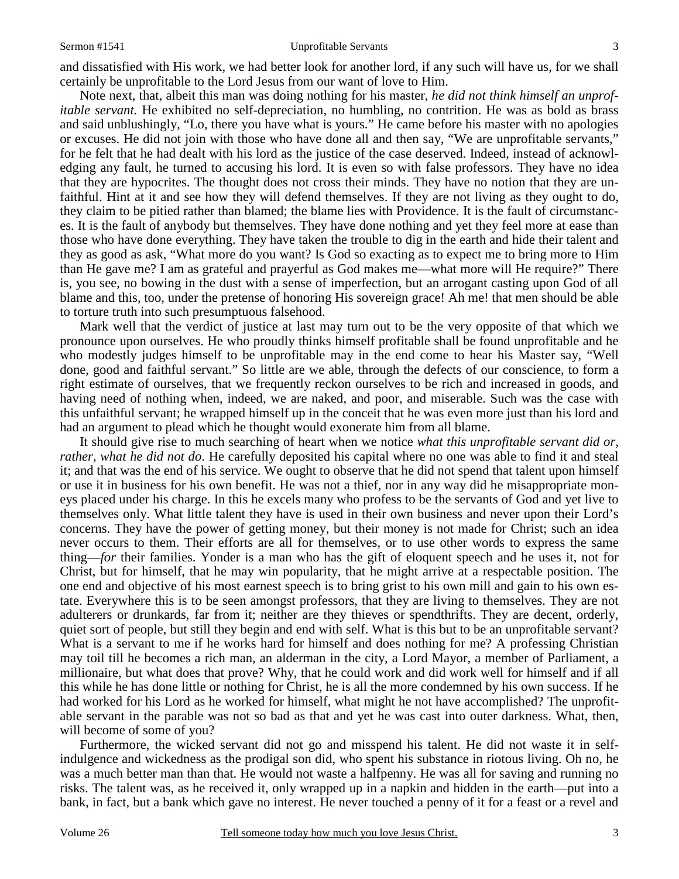and dissatisfied with His work, we had better look for another lord, if any such will have us, for we shall certainly be unprofitable to the Lord Jesus from our want of love to Him.

Note next, that, albeit this man was doing nothing for his master, *he did not think himself an unprofitable servant.* He exhibited no self-depreciation, no humbling, no contrition. He was as bold as brass and said unblushingly, "Lo, there you have what is yours." He came before his master with no apologies or excuses. He did not join with those who have done all and then say, "We are unprofitable servants," for he felt that he had dealt with his lord as the justice of the case deserved. Indeed, instead of acknowledging any fault, he turned to accusing his lord. It is even so with false professors. They have no idea that they are hypocrites. The thought does not cross their minds. They have no notion that they are unfaithful. Hint at it and see how they will defend themselves. If they are not living as they ought to do, they claim to be pitied rather than blamed; the blame lies with Providence. It is the fault of circumstances. It is the fault of anybody but themselves. They have done nothing and yet they feel more at ease than those who have done everything. They have taken the trouble to dig in the earth and hide their talent and they as good as ask, "What more do you want? Is God so exacting as to expect me to bring more to Him than He gave me? I am as grateful and prayerful as God makes me—what more will He require?" There is, you see, no bowing in the dust with a sense of imperfection, but an arrogant casting upon God of all blame and this, too, under the pretense of honoring His sovereign grace! Ah me! that men should be able to torture truth into such presumptuous falsehood.

Mark well that the verdict of justice at last may turn out to be the very opposite of that which we pronounce upon ourselves. He who proudly thinks himself profitable shall be found unprofitable and he who modestly judges himself to be unprofitable may in the end come to hear his Master say, "Well done, good and faithful servant." So little are we able, through the defects of our conscience, to form a right estimate of ourselves, that we frequently reckon ourselves to be rich and increased in goods, and having need of nothing when, indeed, we are naked, and poor, and miserable. Such was the case with this unfaithful servant; he wrapped himself up in the conceit that he was even more just than his lord and had an argument to plead which he thought would exonerate him from all blame.

It should give rise to much searching of heart when we notice *what this unprofitable servant did or, rather, what he did not do*. He carefully deposited his capital where no one was able to find it and steal it; and that was the end of his service. We ought to observe that he did not spend that talent upon himself or use it in business for his own benefit. He was not a thief, nor in any way did he misappropriate moneys placed under his charge. In this he excels many who profess to be the servants of God and yet live to themselves only. What little talent they have is used in their own business and never upon their Lord's concerns. They have the power of getting money, but their money is not made for Christ; such an idea never occurs to them. Their efforts are all for themselves, or to use other words to express the same thing—*for* their families. Yonder is a man who has the gift of eloquent speech and he uses it, not for Christ, but for himself, that he may win popularity, that he might arrive at a respectable position. The one end and objective of his most earnest speech is to bring grist to his own mill and gain to his own estate. Everywhere this is to be seen amongst professors, that they are living to themselves. They are not adulterers or drunkards, far from it; neither are they thieves or spendthrifts. They are decent, orderly, quiet sort of people, but still they begin and end with self. What is this but to be an unprofitable servant? What is a servant to me if he works hard for himself and does nothing for me? A professing Christian may toil till he becomes a rich man, an alderman in the city, a Lord Mayor, a member of Parliament, a millionaire, but what does that prove? Why, that he could work and did work well for himself and if all this while he has done little or nothing for Christ, he is all the more condemned by his own success. If he had worked for his Lord as he worked for himself, what might he not have accomplished? The unprofitable servant in the parable was not so bad as that and yet he was cast into outer darkness. What, then, will become of some of you?

Furthermore, the wicked servant did not go and misspend his talent. He did not waste it in self-indulgence and wickedness as the prodigal son did, who spent his substance in riotous living. Oh no, he was a much better man than that. He would not waste a halfpenny. He was all for saving and running no risks. The talent was, as he received it, only wrapped up in a napkin and hidden in the earth—put into a bank, in fact, but a bank which gave no interest. He never touched a penny of it for a feast or a revel and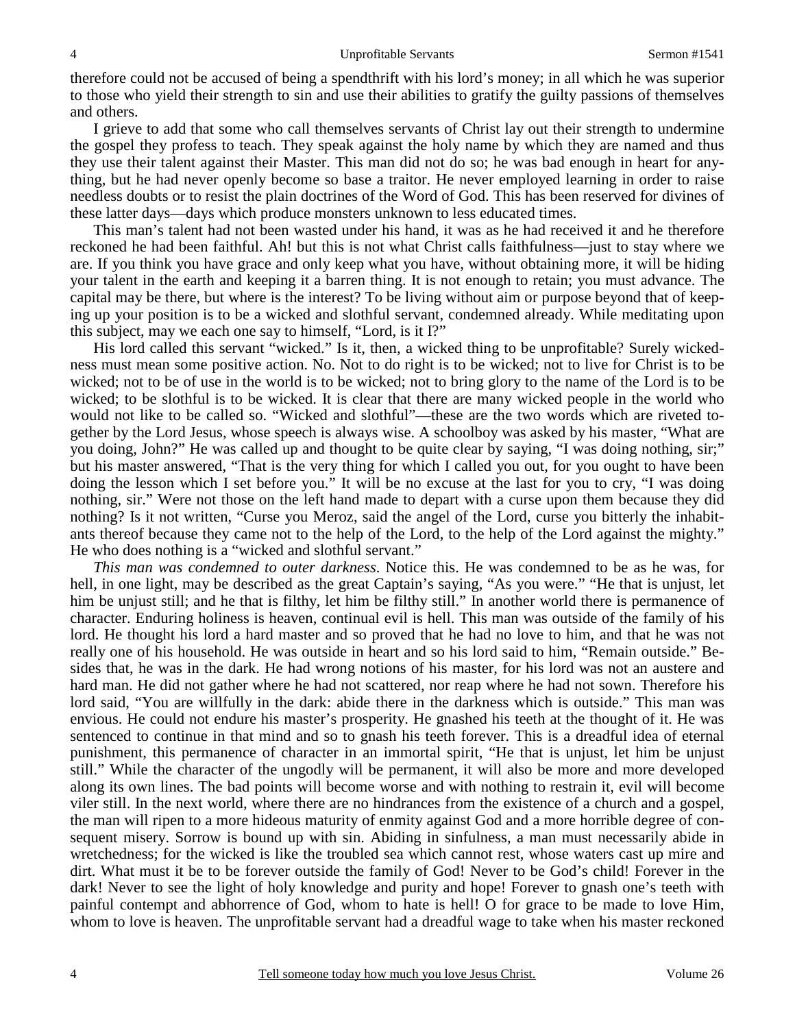therefore could not be accused of being a spendthrift with his lord's money; in all which he was superior to those who yield their strength to sin and use their abilities to gratify the guilty passions of themselves and others.

I grieve to add that some who call themselves servants of Christ lay out their strength to undermine the gospel they profess to teach. They speak against the holy name by which they are named and thus they use their talent against their Master. This man did not do so; he was bad enough in heart for anything, but he had never openly become so base a traitor. He never employed learning in order to raise needless doubts or to resist the plain doctrines of the Word of God. This has been reserved for divines of these latter days—days which produce monsters unknown to less educated times.

This man's talent had not been wasted under his hand, it was as he had received it and he therefore reckoned he had been faithful. Ah! but this is not what Christ calls faithfulness—just to stay where we are. If you think you have grace and only keep what you have, without obtaining more, it will be hiding your talent in the earth and keeping it a barren thing. It is not enough to retain; you must advance. The capital may be there, but where is the interest? To be living without aim or purpose beyond that of keeping up your position is to be a wicked and slothful servant, condemned already. While meditating upon this subject, may we each one say to himself, "Lord, is it I?"

His lord called this servant "wicked." Is it, then, a wicked thing to be unprofitable? Surely wickedness must mean some positive action. No. Not to do right is to be wicked; not to live for Christ is to be wicked; not to be of use in the world is to be wicked; not to bring glory to the name of the Lord is to be wicked; to be slothful is to be wicked. It is clear that there are many wicked people in the world who would not like to be called so. "Wicked and slothful"—these are the two words which are riveted together by the Lord Jesus, whose speech is always wise. A schoolboy was asked by his master, "What are you doing, John?" He was called up and thought to be quite clear by saying, "I was doing nothing, sir;" but his master answered, "That is the very thing for which I called you out, for you ought to have been doing the lesson which I set before you." It will be no excuse at the last for you to cry, "I was doing nothing, sir." Were not those on the left hand made to depart with a curse upon them because they did nothing? Is it not written, "Curse you Meroz, said the angel of the Lord, curse you bitterly the inhabitants thereof because they came not to the help of the Lord, to the help of the Lord against the mighty." He who does nothing is a "wicked and slothful servant."

*This man was condemned to outer darkness*. Notice this. He was condemned to be as he was, for hell, in one light, may be described as the great Captain's saying, "As you were." "He that is unjust, let him be unjust still; and he that is filthy, let him be filthy still." In another world there is permanence of character. Enduring holiness is heaven, continual evil is hell. This man was outside of the family of his lord. He thought his lord a hard master and so proved that he had no love to him, and that he was not really one of his household. He was outside in heart and so his lord said to him, "Remain outside." Besides that, he was in the dark. He had wrong notions of his master, for his lord was not an austere and hard man. He did not gather where he had not scattered, nor reap where he had not sown. Therefore his lord said, "You are willfully in the dark: abide there in the darkness which is outside." This man was envious. He could not endure his master's prosperity. He gnashed his teeth at the thought of it. He was sentenced to continue in that mind and so to gnash his teeth forever. This is a dreadful idea of eternal punishment, this permanence of character in an immortal spirit, "He that is unjust, let him be unjust still." While the character of the ungodly will be permanent, it will also be more and more developed along its own lines. The bad points will become worse and with nothing to restrain it, evil will become viler still. In the next world, where there are no hindrances from the existence of a church and a gospel, the man will ripen to a more hideous maturity of enmity against God and a more horrible degree of consequent misery. Sorrow is bound up with sin. Abiding in sinfulness, a man must necessarily abide in wretchedness; for the wicked is like the troubled sea which cannot rest, whose waters cast up mire and dirt. What must it be to be forever outside the family of God! Never to be God's child! Forever in the dark! Never to see the light of holy knowledge and purity and hope! Forever to gnash one's teeth with painful contempt and abhorrence of God, whom to hate is hell! O for grace to be made to love Him, whom to love is heaven. The unprofitable servant had a dreadful wage to take when his master reckoned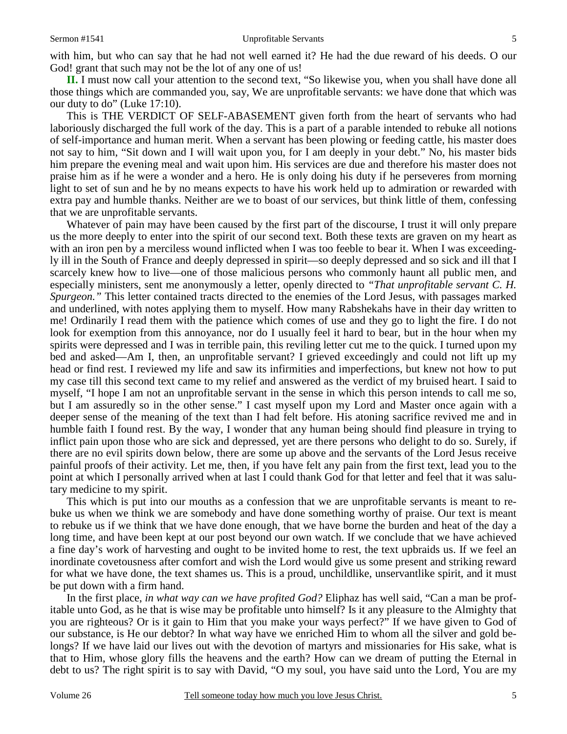with him, but who can say that he had not well earned it? He had the due reward of his deeds. O our God! grant that such may not be the lot of any one of us!

**II.** I must now call your attention to the second text, "So likewise you, when you shall have done all those things which are commanded you, say, We are unprofitable servants: we have done that which was our duty to do" (Luke 17:10).

This is THE VERDICT OF SELF-ABASEMENT given forth from the heart of servants who had laboriously discharged the full work of the day. This is a part of a parable intended to rebuke all notions of self-importance and human merit. When a servant has been plowing or feeding cattle, his master does not say to him, "Sit down and I will wait upon you, for I am deeply in your debt." No, his master bids him prepare the evening meal and wait upon him. His services are due and therefore his master does not praise him as if he were a wonder and a hero. He is only doing his duty if he perseveres from morning light to set of sun and he by no means expects to have his work held up to admiration or rewarded with extra pay and humble thanks. Neither are we to boast of our services, but think little of them, confessing that we are unprofitable servants.

Whatever of pain may have been caused by the first part of the discourse, I trust it will only prepare us the more deeply to enter into the spirit of our second text. Both these texts are graven on my heart as with an iron pen by a merciless wound inflicted when I was too feeble to bear it. When I was exceedingly ill in the South of France and deeply depressed in spirit—so deeply depressed and so sick and ill that I scarcely knew how to live—one of those malicious persons who commonly haunt all public men, and especially ministers, sent me anonymously a letter, openly directed to *"That unprofitable servant C. H. Spurgeon."* This letter contained tracts directed to the enemies of the Lord Jesus, with passages marked and underlined, with notes applying them to myself. How many Rabshekahs have in their day written to me! Ordinarily I read them with the patience which comes of use and they go to light the fire. I do not look for exemption from this annoyance, nor do I usually feel it hard to bear, but in the hour when my spirits were depressed and I was in terrible pain, this reviling letter cut me to the quick. I turned upon my bed and asked—Am I, then, an unprofitable servant? I grieved exceedingly and could not lift up my head or find rest. I reviewed my life and saw its infirmities and imperfections, but knew not how to put my case till this second text came to my relief and answered as the verdict of my bruised heart. I said to myself, "I hope I am not an unprofitable servant in the sense in which this person intends to call me so, but I am assuredly so in the other sense." I cast myself upon my Lord and Master once again with a deeper sense of the meaning of the text than I had felt before. His atoning sacrifice revived me and in humble faith I found rest. By the way, I wonder that any human being should find pleasure in trying to inflict pain upon those who are sick and depressed, yet are there persons who delight to do so. Surely, if there are no evil spirits down below, there are some up above and the servants of the Lord Jesus receive painful proofs of their activity. Let me, then, if you have felt any pain from the first text, lead you to the point at which I personally arrived when at last I could thank God for that letter and feel that it was salutary medicine to my spirit.

This which is put into our mouths as a confession that we are unprofitable servants is meant to rebuke us when we think we are somebody and have done something worthy of praise. Our text is meant to rebuke us if we think that we have done enough, that we have borne the burden and heat of the day a long time, and have been kept at our post beyond our own watch. If we conclude that we have achieved a fine day's work of harvesting and ought to be invited home to rest, the text upbraids us. If we feel an inordinate covetousness after comfort and wish the Lord would give us some present and striking reward for what we have done, the text shames us. This is a proud, unchildlike, unservantlike spirit, and it must be put down with a firm hand.

In the first place, *in what way can we have profited God?* Eliphaz has well said, "Can a man be profitable unto God, as he that is wise may be profitable unto himself? Is it any pleasure to the Almighty that you are righteous? Or is it gain to Him that you make your ways perfect?" If we have given to God of our substance, is He our debtor? In what way have we enriched Him to whom all the silver and gold belongs? If we have laid our lives out with the devotion of martyrs and missionaries for His sake, what is that to Him, whose glory fills the heavens and the earth? How can we dream of putting the Eternal in debt to us? The right spirit is to say with David, "O my soul, you have said unto the Lord, You are my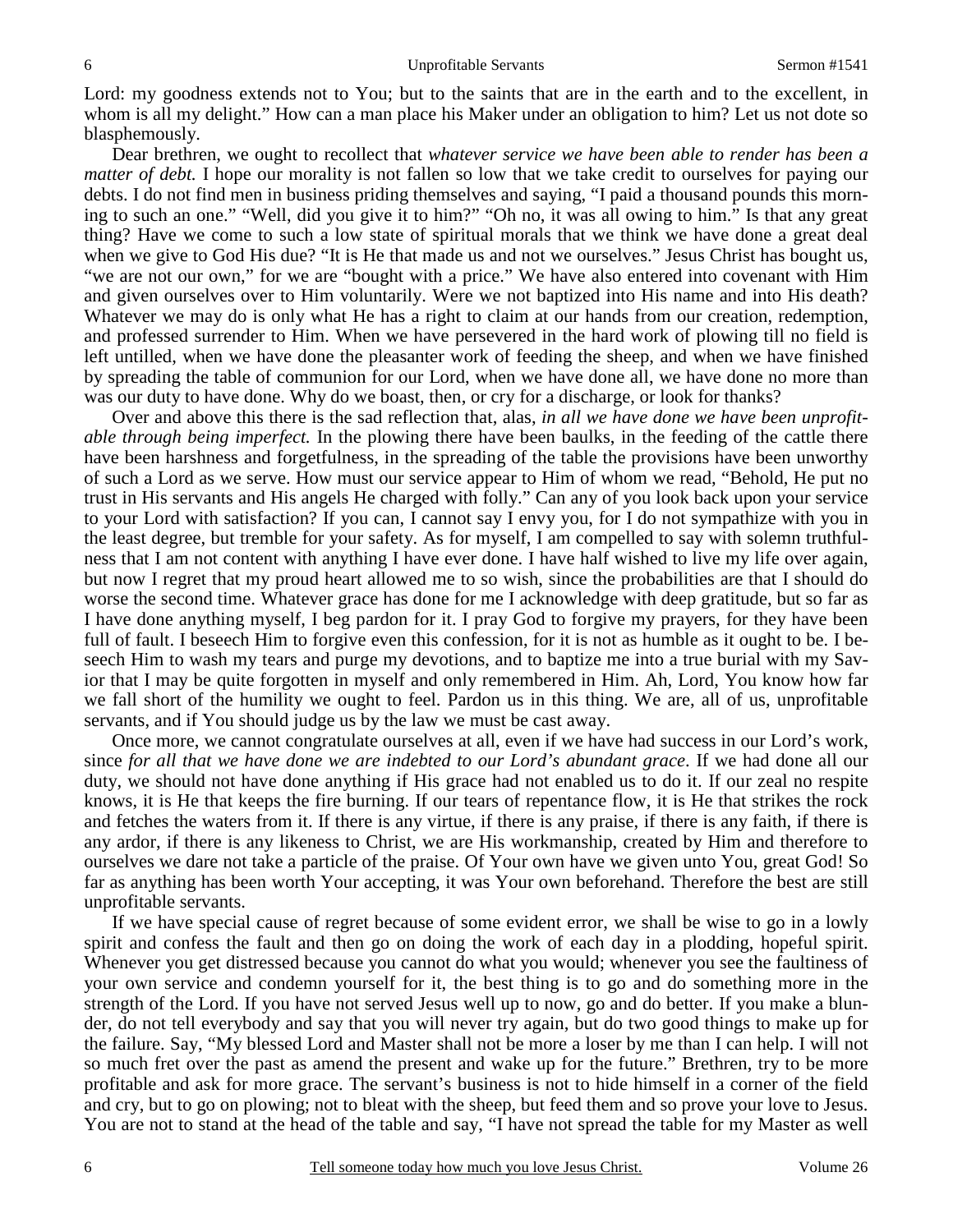Lord: my goodness extends not to You; but to the saints that are in the earth and to the excellent, in whom is all my delight." How can a man place his Maker under an obligation to him? Let us not dote so blasphemously.

Dear brethren, we ought to recollect that *whatever service we have been able to render has been a matter of debt.* I hope our morality is not fallen so low that we take credit to ourselves for paying our debts. I do not find men in business priding themselves and saying, "I paid a thousand pounds this morning to such an one." "Well, did you give it to him?" "Oh no, it was all owing to him." Is that any great thing? Have we come to such a low state of spiritual morals that we think we have done a great deal when we give to God His due? "It is He that made us and not we ourselves." Jesus Christ has bought us, "we are not our own," for we are "bought with a price." We have also entered into covenant with Him and given ourselves over to Him voluntarily. Were we not baptized into His name and into His death? Whatever we may do is only what He has a right to claim at our hands from our creation, redemption, and professed surrender to Him. When we have persevered in the hard work of plowing till no field is left untilled, when we have done the pleasanter work of feeding the sheep, and when we have finished by spreading the table of communion for our Lord, when we have done all, we have done no more than was our duty to have done. Why do we boast, then, or cry for a discharge, or look for thanks?

Over and above this there is the sad reflection that, alas, *in all we have done we have been unprofitable through being imperfect.* In the plowing there have been baulks, in the feeding of the cattle there have been harshness and forgetfulness, in the spreading of the table the provisions have been unworthy of such a Lord as we serve. How must our service appear to Him of whom we read, "Behold, He put no trust in His servants and His angels He charged with folly." Can any of you look back upon your service to your Lord with satisfaction? If you can, I cannot say I envy you, for I do not sympathize with you in the least degree, but tremble for your safety. As for myself, I am compelled to say with solemn truthfulness that I am not content with anything I have ever done. I have half wished to live my life over again, but now I regret that my proud heart allowed me to so wish, since the probabilities are that I should do worse the second time. Whatever grace has done for me I acknowledge with deep gratitude, but so far as I have done anything myself, I beg pardon for it. I pray God to forgive my prayers, for they have been full of fault. I beseech Him to forgive even this confession, for it is not as humble as it ought to be. I beseech Him to wash my tears and purge my devotions, and to baptize me into a true burial with my Savior that I may be quite forgotten in myself and only remembered in Him. Ah, Lord, You know how far we fall short of the humility we ought to feel. Pardon us in this thing. We are, all of us, unprofitable servants, and if You should judge us by the law we must be cast away.

Once more, we cannot congratulate ourselves at all, even if we have had success in our Lord's work, since *for all that we have done we are indebted to our Lord's abundant grace*. If we had done all our duty, we should not have done anything if His grace had not enabled us to do it. If our zeal no respite knows, it is He that keeps the fire burning. If our tears of repentance flow, it is He that strikes the rock and fetches the waters from it. If there is any virtue, if there is any praise, if there is any faith, if there is any ardor, if there is any likeness to Christ, we are His workmanship, created by Him and therefore to ourselves we dare not take a particle of the praise. Of Your own have we given unto You, great God! So far as anything has been worth Your accepting, it was Your own beforehand. Therefore the best are still unprofitable servants.

If we have special cause of regret because of some evident error, we shall be wise to go in a lowly spirit and confess the fault and then go on doing the work of each day in a plodding, hopeful spirit. Whenever you get distressed because you cannot do what you would; whenever you see the faultiness of your own service and condemn yourself for it, the best thing is to go and do something more in the strength of the Lord. If you have not served Jesus well up to now, go and do better. If you make a blunder, do not tell everybody and say that you will never try again, but do two good things to make up for the failure. Say, "My blessed Lord and Master shall not be more a loser by me than I can help. I will not so much fret over the past as amend the present and wake up for the future." Brethren, try to be more profitable and ask for more grace. The servant's business is not to hide himself in a corner of the field and cry, but to go on plowing; not to bleat with the sheep, but feed them and so prove your love to Jesus. You are not to stand at the head of the table and say, "I have not spread the table for my Master as well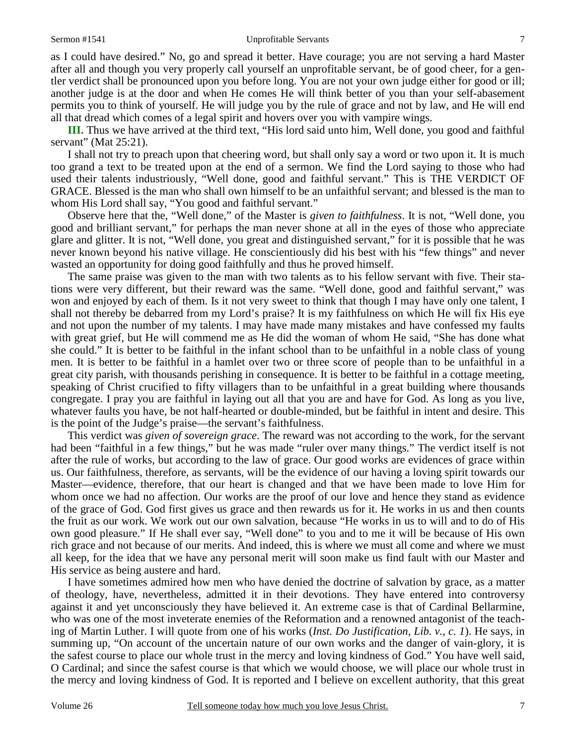as I could have desired." No, go and spread it better. Have courage; you are not serving a hard Master after all and though you very properly call yourself an unprofitable servant, be of good cheer, for a gentler verdict shall be pronounced upon you before long. You are not your own judge either for good or ill; another judge is at the door and when He comes He will think better of you than your self-abasement permits you to think of yourself. He will judge you by the rule of grace and not by law, and He will end all that dread which comes of a legal spirit and hovers over you with vampire wings.

**III.** Thus we have arrived at the third text, "His lord said unto him, Well done, you good and faithful servant" (Mat 25:21).

I shall not try to preach upon that cheering word, but shall only say a word or two upon it. It is much too grand a text to be treated upon at the end of a sermon. We find the Lord saying to those who had used their talents industriously, "Well done, good and faithful servant." This is THE VERDICT OF GRACE. Blessed is the man who shall own himself to be an unfaithful servant; and blessed is the man to whom His Lord shall say, "You good and faithful servant."

Observe here that the, "Well done," of the Master is *given to faithfulness*. It is not, "Well done, you good and brilliant servant," for perhaps the man never shone at all in the eyes of those who appreciate glare and glitter. It is not, "Well done, you great and distinguished servant," for it is possible that he was never known beyond his native village. He conscientiously did his best with his "few things" and never wasted an opportunity for doing good faithfully and thus he proved himself.

The same praise was given to the man with two talents as to his fellow servant with five. Their stations were very different, but their reward was the same. "Well done, good and faithful servant," was won and enjoyed by each of them. Is it not very sweet to think that though I may have only one talent, I shall not thereby be debarred from my Lord's praise? It is my faithfulness on which He will fix His eye and not upon the number of my talents. I may have made many mistakes and have confessed my faults with great grief, but He will commend me as He did the woman of whom He said, "She has done what she could." It is better to be faithful in the infant school than to be unfaithful in a noble class of young men. It is better to be faithful in a hamlet over two or three score of people than to be unfaithful in a great city parish, with thousands perishing in consequence. It is better to be faithful in a cottage meeting, speaking of Christ crucified to fifty villagers than to be unfaithful in a great building where thousands congregate. I pray you are faithful in laying out all that you are and have for God. As long as you live, whatever faults you have, be not half-hearted or double-minded, but be faithful in intent and desire. This is the point of the Judge's praise—the servant's faithfulness.

This verdict was *given of sovereign grace*. The reward was not according to the work, for the servant had been "faithful in a few things," but he was made "ruler over many things." The verdict itself is not after the rule of works, but according to the law of grace. Our good works are evidences of grace within us. Our faithfulness, therefore, as servants, will be the evidence of our having a loving spirit towards our Master—evidence, therefore, that our heart is changed and that we have been made to love Him for whom once we had no affection. Our works are the proof of our love and hence they stand as evidence of the grace of God. God first gives us grace and then rewards us for it. He works in us and then counts the fruit as our work. We work out our own salvation, because "He works in us to will and to do of His own good pleasure." If He shall ever say, "Well done" to you and to me it will be because of His own rich grace and not because of our merits. And indeed, this is where we must all come and where we must all keep, for the idea that we have any personal merit will soon make us find fault with our Master and His service as being austere and hard.

I have sometimes admired how men who have denied the doctrine of salvation by grace, as a matter of theology, have, nevertheless, admitted it in their devotions. They have entered into controversy against it and yet unconsciously they have believed it. An extreme case is that of Cardinal Bellarmine, who was one of the most inveterate enemies of the Reformation and a renowned antagonist of the teaching of Martin Luther. I will quote from one of his works (*Inst. Do Justification, Lib. v., c. 1*). He says, in summing up, "On account of the uncertain nature of our own works and the danger of vain-glory, it is the safest course to place our whole trust in the mercy and loving kindness of God." You have well said, O Cardinal; and since the safest course is that which we would choose, we will place our whole trust in the mercy and loving kindness of God. It is reported and I believe on excellent authority, that this great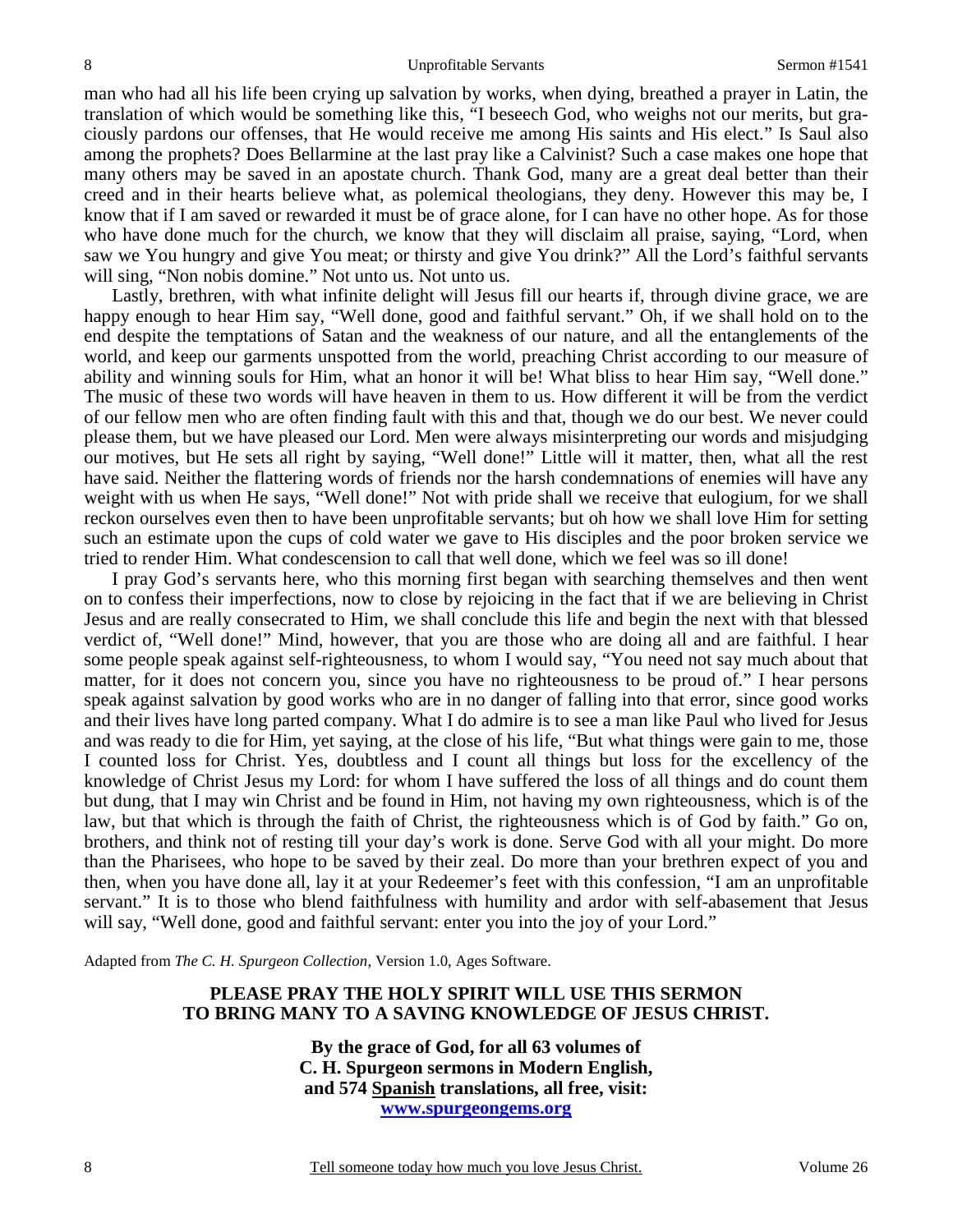man who had all his life been crying up salvation by works, when dying, breathed a prayer in Latin, the translation of which would be something like this, "I beseech God, who weighs not our merits, but graciously pardons our offenses, that He would receive me among His saints and His elect." Is Saul also among the prophets? Does Bellarmine at the last pray like a Calvinist? Such a case makes one hope that many others may be saved in an apostate church. Thank God, many are a great deal better than their creed and in their hearts believe what, as polemical theologians, they deny. However this may be, I know that if I am saved or rewarded it must be of grace alone, for I can have no other hope. As for those who have done much for the church, we know that they will disclaim all praise, saying, "Lord, when saw we You hungry and give You meat; or thirsty and give You drink?" All the Lord's faithful servants will sing, "Non nobis domine." Not unto us. Not unto us.

Lastly, brethren, with what infinite delight will Jesus fill our hearts if, through divine grace, we are happy enough to hear Him say, "Well done, good and faithful servant." Oh, if we shall hold on to the end despite the temptations of Satan and the weakness of our nature, and all the entanglements of the world, and keep our garments unspotted from the world, preaching Christ according to our measure of ability and winning souls for Him, what an honor it will be! What bliss to hear Him say, "Well done." The music of these two words will have heaven in them to us. How different it will be from the verdict of our fellow men who are often finding fault with this and that, though we do our best. We never could please them, but we have pleased our Lord. Men were always misinterpreting our words and misjudging our motives, but He sets all right by saying, "Well done!" Little will it matter, then, what all the rest have said. Neither the flattering words of friends nor the harsh condemnations of enemies will have any weight with us when He says, "Well done!" Not with pride shall we receive that eulogium, for we shall reckon ourselves even then to have been unprofitable servants; but oh how we shall love Him for setting such an estimate upon the cups of cold water we gave to His disciples and the poor broken service we tried to render Him. What condescension to call that well done, which we feel was so ill done!

I pray God's servants here, who this morning first began with searching themselves and then went on to confess their imperfections, now to close by rejoicing in the fact that if we are believing in Christ Jesus and are really consecrated to Him, we shall conclude this life and begin the next with that blessed verdict of, "Well done!" Mind, however, that you are those who are doing all and are faithful. I hear some people speak against self-righteousness, to whom I would say, "You need not say much about that matter, for it does not concern you, since you have no righteousness to be proud of." I hear persons speak against salvation by good works who are in no danger of falling into that error, since good works and their lives have long parted company. What I do admire is to see a man like Paul who lived for Jesus and was ready to die for Him, yet saying, at the close of his life, "But what things were gain to me, those I counted loss for Christ. Yes, doubtless and I count all things but loss for the excellency of the knowledge of Christ Jesus my Lord: for whom I have suffered the loss of all things and do count them but dung, that I may win Christ and be found in Him, not having my own righteousness, which is of the law, but that which is through the faith of Christ, the righteousness which is of God by faith." Go on, brothers, and think not of resting till your day's work is done. Serve God with all your might. Do more than the Pharisees, who hope to be saved by their zeal. Do more than your brethren expect of you and then, when you have done all, lay it at your Redeemer's feet with this confession, "I am an unprofitable servant." It is to those who blend faithfulness with humility and ardor with self-abasement that Jesus will say, "Well done, good and faithful servant: enter you into the joy of your Lord."

Adapted from *The C. H. Spurgeon Collection*, Version 1.0, Ages Software.

**PLEASE PRAY THE HOLY SPIRIT WILL USE THIS SERMON TO BRING MANY TO A SAVING KNOWLEDGE OF JESUS CHRIST.**

**By the grace of God, for all 63 volumes of C. H. Spurgeon sermons in Modern English, and 574 Spanish translations, all free, visit: www.spurgeongems.org**

Tell someone today how much you love Jesus Christ.